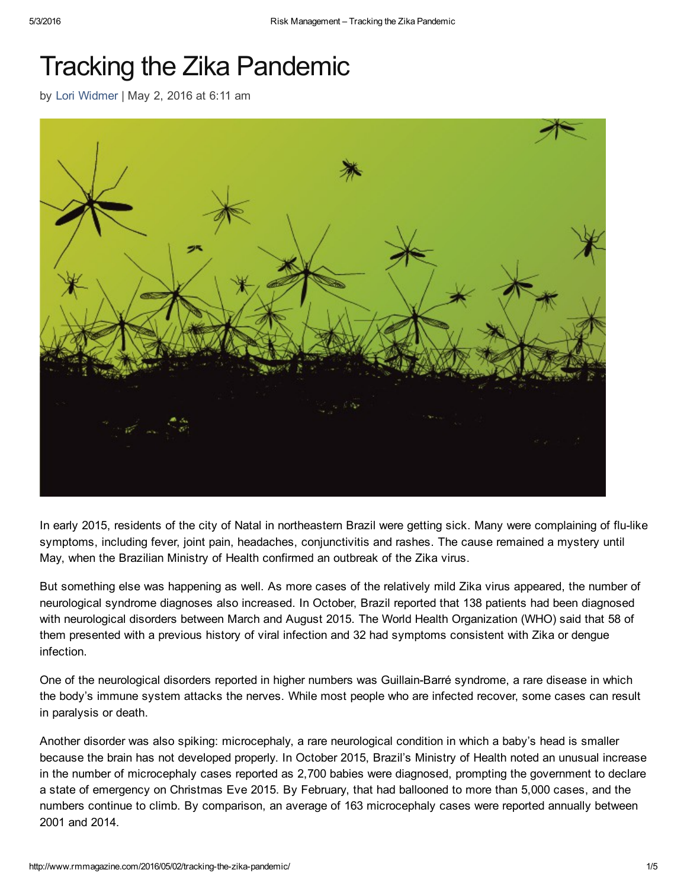# Tracking the Zika Pandemic

by Lori Widmer | May 2, 2016 at 6:11 am

In early 2015, residents of the city of Natal in northeastern Brazil were getting sick. Many were complaining of flu-like symptoms, including fever, joint pain, headaches, conjunctivitis and rashes. The cause remained a mystery until May, when the Brazilian Ministry of Health confirmed an outbreak of the Zika virus.

But something else was happening as well. As more cases of the relatively mild Zika virus appeared, the number of neurological syndrome diagnoses also increased. In October, Brazil reported that 138 patients had been diagnosed with neurological disorders between March and August 2015. The World Health Organization (WHO) said that 58 of them presented with a previous history of viral infection and 32 had symptoms consistent with Zika or dengue infection.

One of the neurological disorders reported in higher numbers was Guillain-Barré syndrome, a rare disease in which the body's immune system attacks the nerves. While most people who are infected recover, some cases can result in paralysis or death.

Another disorder was also spiking: microcephaly, a rare neurological condition in which a baby's head is smaller because the brain has not developed properly. In October 2015, Brazil's Ministry of Health noted an unusual increase in the number of microcephaly cases reported as 2,700 babies were diagnosed, prompting the government to declare a state of emergency on Christmas Eve 2015. By February, that had ballooned to more than 5,000 cases, and the numbers continue to climb. By comparison, an average of 163 microcephaly cases were reported annually between 2001 and 2014.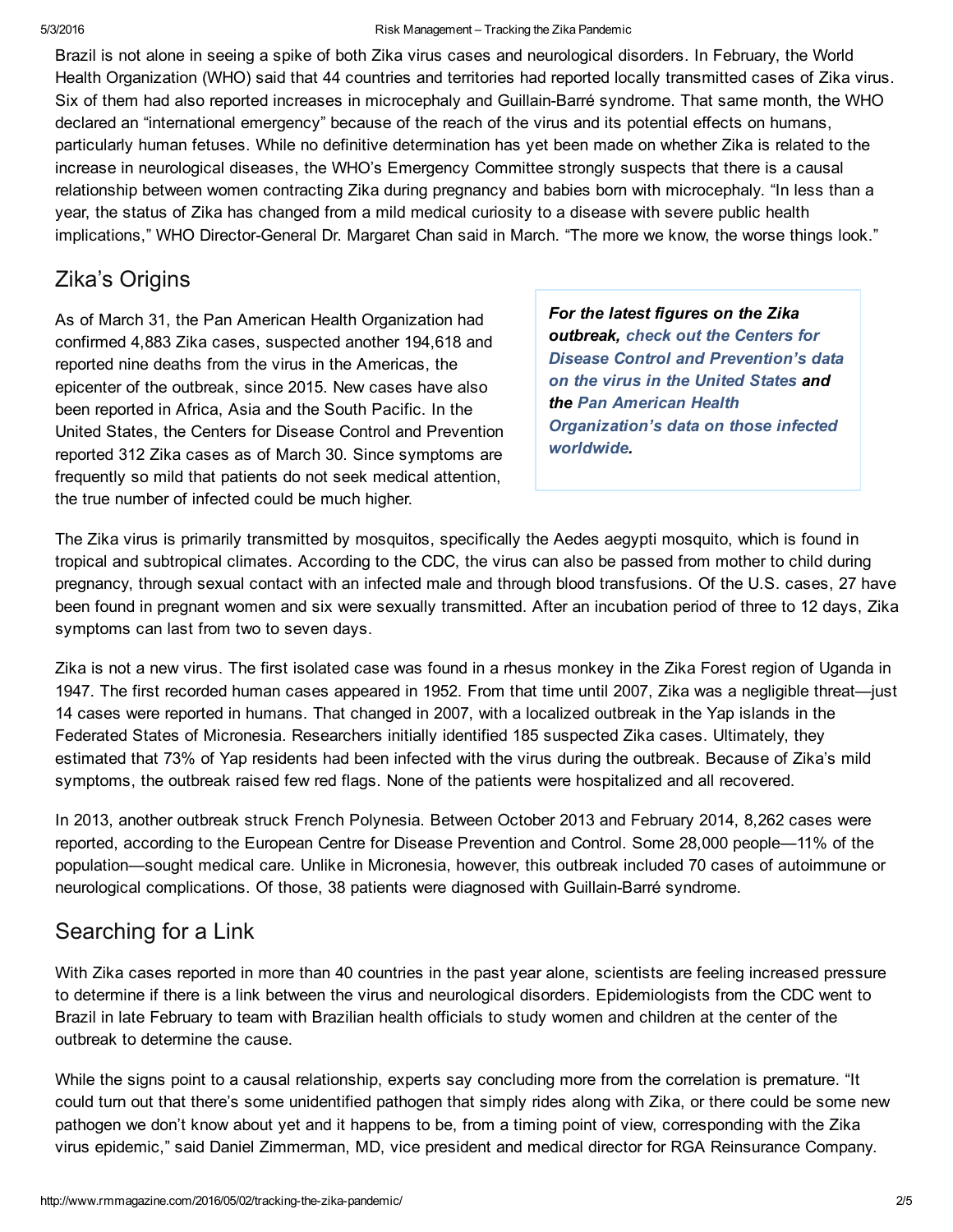Brazil is not alone in seeing a spike of both Zika virus cases and neurological disorders. In February, the World Health Organization (WHO) said that 44 countries and territories had reported locally transmitted cases of Zika virus. Six of them had also reported increases in microcephaly and Guillain-Barré syndrome. That same month, the WHO declared an "international emergency" because of the reach of the virus and its potential effects on humans, particularly human fetuses. While no definitive determination has yet been made on whether Zika is related to the increase in neurological diseases, the WHO's Emergency Committee strongly suspects that there is a causal relationship between women contracting Zika during pregnancy and babies born with microcephaly. "In less than a year, the status of Zika has changed from a mild medical curiosity to a disease with severe public health implications," WHO Director-General Dr. Margaret Chan said in March. "The more we know, the worse things look."

## Zika's Origins

As of March 31, the Pan American Health Organization had confirmed 4,883 Zika cases, suspected another 194,618 and reported nine deaths from the virus in the Americas, the epicenter of the outbreak, since 2015. New cases have also been reported in Africa, Asia and the South Pacific. In the United States, the Centers for Disease Control and Prevention reported 312 Zika cases as of March 30. Since symptoms are frequently so mild that patients do not seek medical attention, the true number of infected could be much higher.

***For the latest figures on the Zika outbreak, check out the Centers for Disease Control and Prevention's data on the virus in the United States and the Pan American Health Organization's data on those infected worldwide.***

The Zika virus is primarily transmitted by mosquitos, specifically the Aedes aegypti mosquito, which is found in tropical and subtropical climates. According to the CDC, the virus can also be passed from mother to child during pregnancy, through sexual contact with an infected male and through blood transfusions. Of the U.S. cases, 27 have been found in pregnant women and six were sexually transmitted. After an incubation period of three to 12 days, Zika symptoms can last from two to seven days.

Zika is not a new virus. The first isolated case was found in a rhesus monkey in the Zika Forest region of Uganda in 1947. The first recorded human cases appeared in 1952. From that time until 2007, Zika was a negligible threat—just 14 cases were reported in humans. That changed in 2007, with a localized outbreak in the Yap islands in the Federated States of Micronesia. Researchers initially identified 185 suspected Zika cases. Ultimately, they estimated that 73% of Yap residents had been infected with the virus during the outbreak. Because of Zika's mild symptoms, the outbreak raised few red flags. None of the patients were hospitalized and all recovered.

In 2013, another outbreak struck French Polynesia. Between October 2013 and February 2014, 8,262 cases were reported, according to the European Centre for Disease Prevention and Control. Some 28,000 people—11% of the population—sought medical care. Unlike in Micronesia, however, this outbreak included 70 cases of autoimmune or neurological complications. Of those, 38 patients were diagnosed with Guillain-Barré syndrome.

## Searching for a Link

With Zika cases reported in more than 40 countries in the past year alone, scientists are feeling increased pressure to determine if there is a link between the virus and neurological disorders. Epidemiologists from the CDC went to Brazil in late February to team with Brazilian health officials to study women and children at the center of the outbreak to determine the cause.

While the signs point to a causal relationship, experts say concluding more from the correlation is premature. "It could turn out that there's some unidentified pathogen that simply rides along with Zika, or there could be some new pathogen we don't know about yet and it happens to be, from a timing point of view, corresponding with the Zika virus epidemic," said Daniel Zimmerman, MD, vice president and medical director for RGA Reinsurance Company.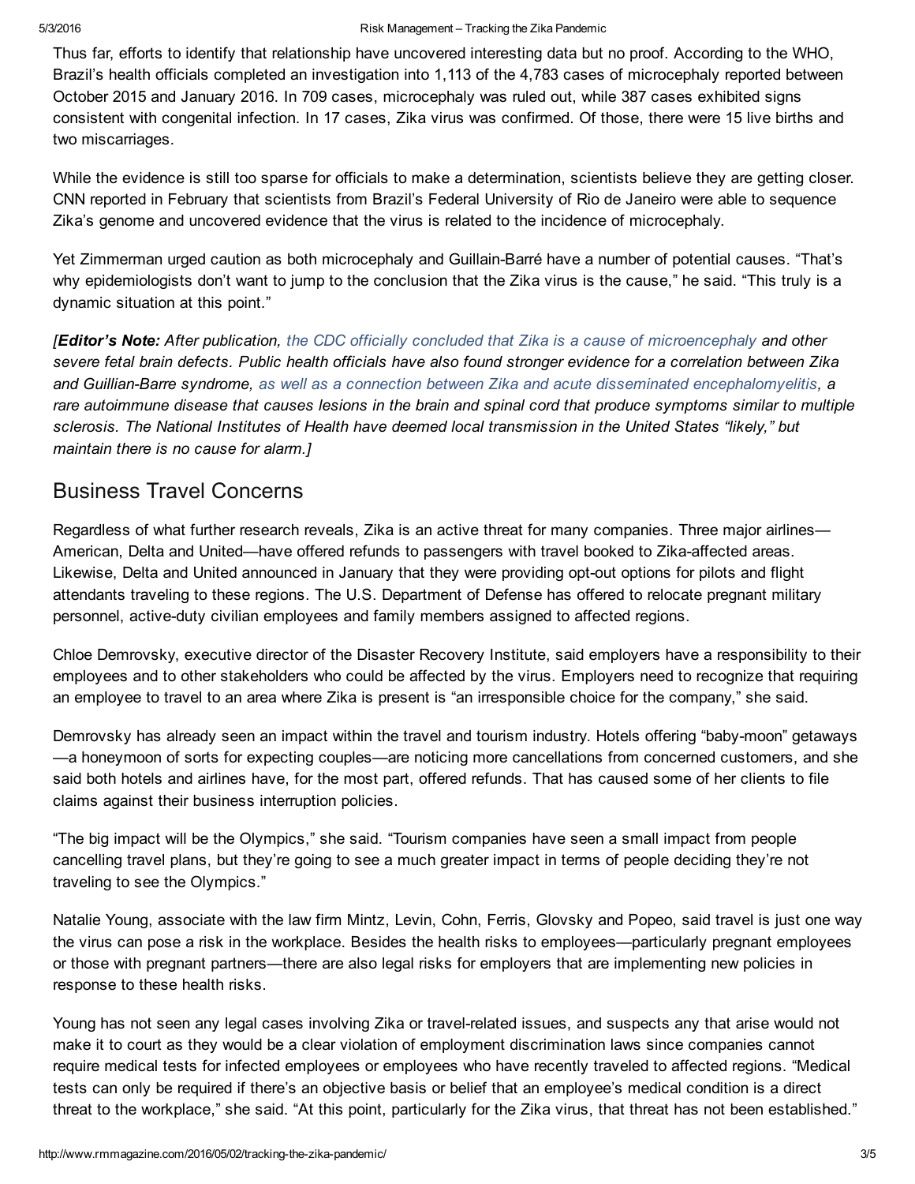Thus far, efforts to identify that relationship have uncovered interesting data but no proof. According to the WHO, Brazil's health officials completed an investigation into 1,113 of the 4,783 cases of microcephaly reported between October 2015 and January 2016. In 709 cases, microcephaly was ruled out, while 387 cases exhibited signs consistent with congenital infection. In 17 cases, Zika virus was confirmed. Of those, there were 15 live births and two miscarriages.

While the evidence is still too sparse for officials to make a determination, scientists believe they are getting closer. CNN reported in February that scientists from Brazil's Federal University of Rio de Janeiro were able to sequence Zika's genome and uncovered evidence that the virus is related to the incidence of microcephaly.

Yet Zimmerman urged caution as both microcephaly and Guillain-Barré have a number of potential causes. "That's why epidemiologists don't want to jump to the conclusion that the Zika virus is the cause," he said. "This truly is a dynamic situation at this point."

*[**Editor's Note:** After publication, the CDC officially concluded that Zika is a cause of microencephaly and other severe fetal brain defects. Public health officials have also found stronger evidence for a correlation between Zika and Guillian-Barre syndrome, as well as a connection between Zika and acute disseminated encephalomyelitis, a rare autoimmune disease that causes lesions in the brain and spinal cord that produce symptoms similar to multiple sclerosis. The National Institutes of Health have deemed local transmission in the United States "likely," but maintain there is no cause for alarm.]*

## Business Travel Concerns

Regardless of what further research reveals, Zika is an active threat for many companies. Three major airlines—American, Delta and United—have offered refunds to passengers with travel booked to Zika-affected areas. Likewise, Delta and United announced in January that they were providing opt-out options for pilots and flight attendants traveling to these regions. The U.S. Department of Defense has offered to relocate pregnant military personnel, active-duty civilian employees and family members assigned to affected regions.

Chloe Demrovsky, executive director of the Disaster Recovery Institute, said employers have a responsibility to their employees and to other stakeholders who could be affected by the virus. Employers need to recognize that requiring an employee to travel to an area where Zika is present is "an irresponsible choice for the company," she said.

Demrovsky has already seen an impact within the travel and tourism industry. Hotels offering "baby-moon" getaways—a honeymoon of sorts for expecting couples—are noticing more cancellations from concerned customers, and she said both hotels and airlines have, for the most part, offered refunds. That has caused some of her clients to file claims against their business interruption policies.

"The big impact will be the Olympics," she said. "Tourism companies have seen a small impact from people cancelling travel plans, but they're going to see a much greater impact in terms of people deciding they're not traveling to see the Olympics."

Natalie Young, associate with the law firm Mintz, Levin, Cohn, Ferris, Glovsky and Popeo, said travel is just one way the virus can pose a risk in the workplace. Besides the health risks to employees—particularly pregnant employees or those with pregnant partners—there are also legal risks for employers that are implementing new policies in response to these health risks.

Young has not seen any legal cases involving Zika or travel-related issues, and suspects any that arise would not make it to court as they would be a clear violation of employment discrimination laws since companies cannot require medical tests for infected employees or employees who have recently traveled to affected regions. "Medical tests can only be required if there's an objective basis or belief that an employee's medical condition is a direct threat to the workplace," she said. "At this point, particularly for the Zika virus, that threat has not been established."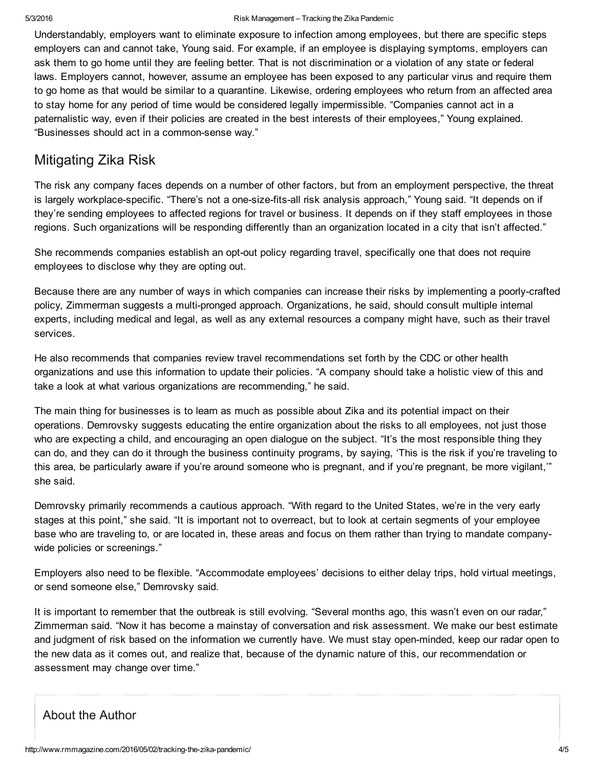Understandably, employers want to eliminate exposure to infection among employees, but there are specific steps employers can and cannot take, Young said. For example, if an employee is displaying symptoms, employers can ask them to go home until they are feeling better. That is not discrimination or a violation of any state or federal laws. Employers cannot, however, assume an employee has been exposed to any particular virus and require them to go home as that would be similar to a quarantine. Likewise, ordering employees who return from an affected area to stay home for any period of time would be considered legally impermissible. "Companies cannot act in a paternalistic way, even if their policies are created in the best interests of their employees," Young explained. "Businesses should act in a common-sense way."

## Mitigating Zika Risk

The risk any company faces depends on a number of other factors, but from an employment perspective, the threat is largely workplace-specific. "There's not a one-size-fits-all risk analysis approach," Young said. "It depends on if they're sending employees to affected regions for travel or business. It depends on if they staff employees in those regions. Such organizations will be responding differently than an organization located in a city that isn't affected."

She recommends companies establish an opt-out policy regarding travel, specifically one that does not require employees to disclose why they are opting out.

Because there are any number of ways in which companies can increase their risks by implementing a poorly-crafted policy, Zimmerman suggests a multi-pronged approach. Organizations, he said, should consult multiple internal experts, including medical and legal, as well as any external resources a company might have, such as their travel services.

He also recommends that companies review travel recommendations set forth by the CDC or other health organizations and use this information to update their policies. "A company should take a holistic view of this and take a look at what various organizations are recommending," he said.

The main thing for businesses is to learn as much as possible about Zika and its potential impact on their operations. Demrovsky suggests educating the entire organization about the risks to all employees, not just those who are expecting a child, and encouraging an open dialogue on the subject. "It's the most responsible thing they can do, and they can do it through the business continuity programs, by saying, 'This is the risk if you're traveling to this area, be particularly aware if you're around someone who is pregnant, and if you're pregnant, be more vigilant,'" she said.

Demrovsky primarily recommends a cautious approach. "With regard to the United States, we're in the very early stages at this point," she said. "It is important not to overreact, but to look at certain segments of your employee base who are traveling to, or are located in, these areas and focus on them rather than trying to mandate company-wide policies or screenings."

Employers also need to be flexible. "Accommodate employees' decisions to either delay trips, hold virtual meetings, or send someone else," Demrovsky said.

It is important to remember that the outbreak is still evolving. "Several months ago, this wasn't even on our radar," Zimmerman said. "Now it has become a mainstay of conversation and risk assessment. We make our best estimate and judgment of risk based on the information we currently have. We must stay open-minded, keep our radar open to the new data as it comes out, and realize that, because of the dynamic nature of this, our recommendation or assessment may change over time."

## About the Author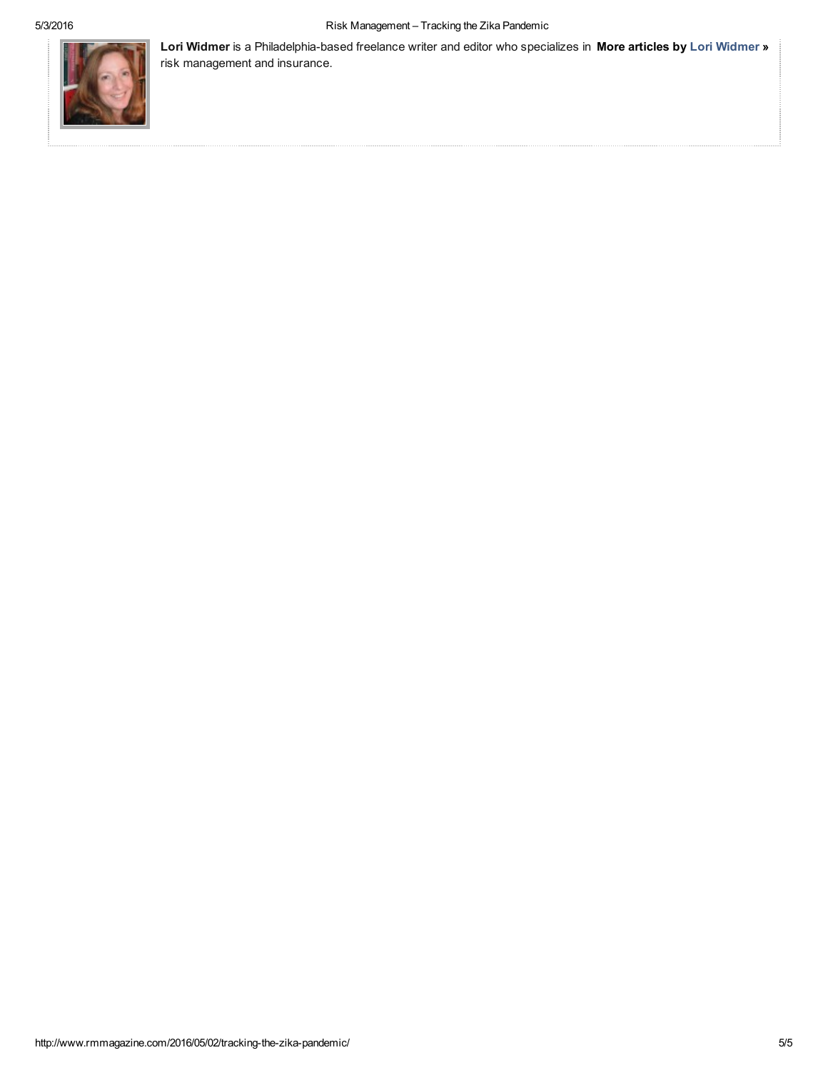**Lori Widmer** is a Philadelphia-based freelance writer and editor who specializes in risk management and insurance.

**More articles by Lori Widmer »**